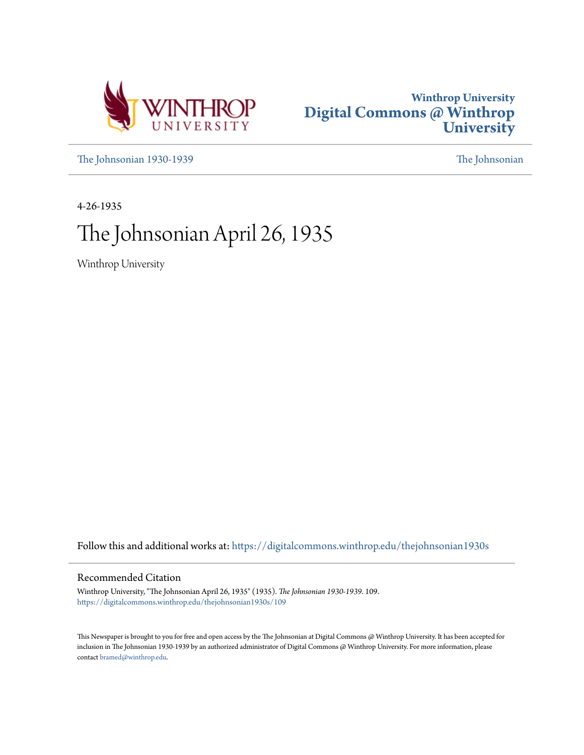Winthrop University
Digital Commons @ Winthrop University

The Johnsonian 1930-1939 | The Johnsonian

4-26-1935

# The Johnsonian April 26, 1935

Winthrop University

Follow this and additional works at: https://digitalcommons.winthrop.edu/thejohnsonian1930s

## Recommended Citation

Winthrop University, "The Johnsonian April 26, 1935" (1935). *The Johnsonian 1930-1939*. 109.
https://digitalcommons.winthrop.edu/thejohnsonian1930s/109

This Newspaper is brought to you for free and open access by the The Johnsonian at Digital Commons @ Winthrop University. It has been accepted for inclusion in The Johnsonian 1930-1939 by an authorized administrator of Digital Commons @ Winthrop University. For more information, please contact bramed@winthrop.edu.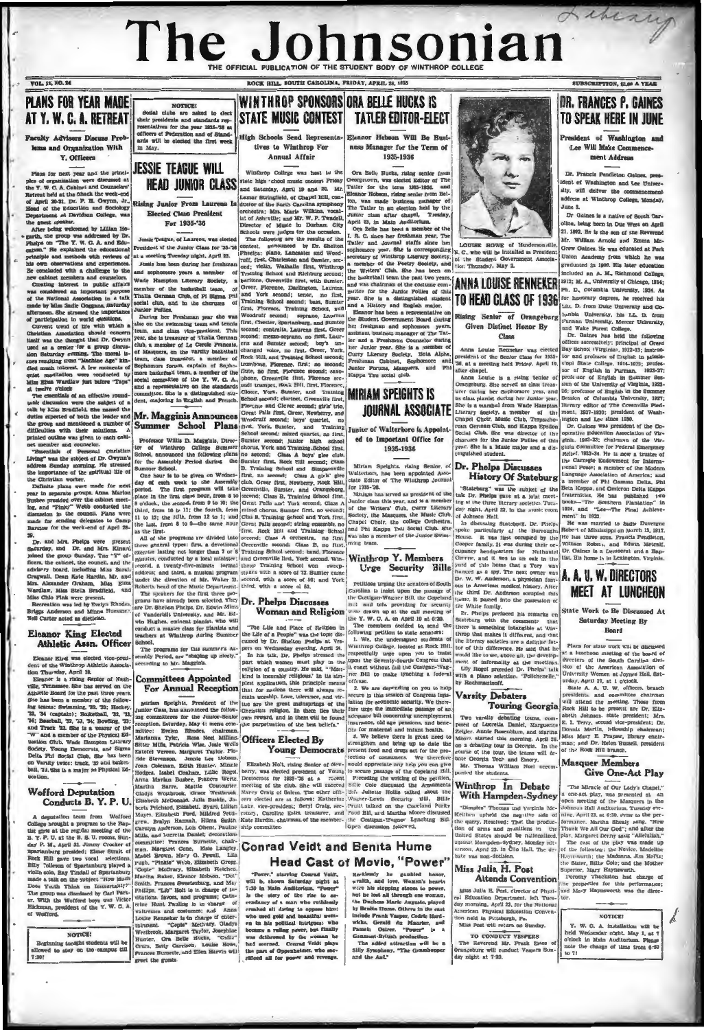# The Johnsonian

THE OFFICIAL PUBLICATION OF THE STUDENT BODY OF WINTHROP COLLEGE

VOL. 12, NO. 26 — ROCK HILL, SOUTH CAROLINA, FRIDAY, APRIL 26, 1935 — SUBSCRIPTION, $1.00 A YEAR

## PLANS FOR YEAR MADE AT Y. W. C. A. RETREAT

### Faculty Advisers Discuss Problems and Organization With Y. Officers

Plans for next year and the principles of organization were discussed at the Y. W. C. A. Cabinet and Counselors' Retreat held at the Shack the week-end of April 20-21. Dr. F. H. Gwynn, Jr., Head of the Education and Sociology Department at Davidson College, was the guest speaker.

After being welcomed by Lillian Hoearth, the group was addressed by Dr. Phelps on "The Y. W. C. A. and Education." He explained the educational principle and methods with reviews of his own observations and experiences. He concluded with a challenge to the new cabinet members and counselors.

Creating interest in public affairs was considered an important purpose of the National Association in a talk made by Miss Gladie Goggans, Saturday afternoon. She stressed the importance of participation in world questions.

Current trend of life with which a Christian Association should concern itself was the thought that Dr. Gwynn used as a center for a group discussion Saturday evening. The moral issues resulting from "Machine Age" kindled much interest. A few moments of quiet meditation were conducted by Miss Ellen Wardlaw just before "Taps" at twelve o'clock.

The essentials of an effective roundtable discussion were the subject of a talk by Miss Bradfield. She named the duties expected of both the leader and the group and mentioned a number of difficulties with their solutions. A printed outline was given to each cabinet member and counselor.

"Essentials of Personal Christian Living" was the subject of Dr. Gwynn's address Sunday morning. He stressed the importance of the spiritual life of the Christian worker.

Definite plans were made for next year in separate groups. Anna Marion Busbee presided over the cabinet meeting, and "Pinky" Webb conducted the discussion in the council. Plans were made for sending delegates to Camp Barstow for the week-end of April 28-29.

Dr. and Mrs. Phelps were present Saturday, and Dr. and Mrs. Kinard joined the group Sunday. The "Y" officers, the cabinet, the council, and the advisory board, including Miss Sarah Cragwall, Dean Kate Hardin, Mr. and Mrs. Alexander Graham, Miss Eliza Wardlaw, Miss Stella Bradfield, and Miss Chlo Pink were present.

Recreation was led by Evelyn Rhodes, Briggs Anderson and Minna Nuessner. Nell Carter acted as dietician.

## Eleanor King Elected Athletic Assn. Officer

Eleanor King was elected vice-president of the Winthrop Athletic Association Thursday, April 18.

Eleanor is a rising Senior of Nashville, Tennessee. She has served on the Athletic Board for the past three years. She has been a member of the following teams: Swimming, '33, '35; Hockey, '33, '34 (captain); Basketball, '32, '33, '34; Baseball, '32, '33, '34; Bowling, '33; and Track '32. She is a wearer of the "W" and a member of the Physical Education Club, Wade Hampton Literary Society, Young Democrats, and Sigma Delta Phi Social Club. She has been on Varsity twice: track, '32 and basketball, '33. She is a major in Physical Education.

## Wofford Deputation Conducts B. Y. P. U.

A deputation team from Wofford College brought a program to the Baptist girls at the regular meeting of the B. Y. P. U. at the B. S. U. rooms, Sunday P. M., April 21. Jimmy Crocker of Spartanburg presided; Elmer Strait of Rock Hill gave two vocal selections, Billy Tolleson of Spartanburg played a violin solo, Ray Tindall of Spartanburg made a talk on the subject "How Much Does Youth Think on Immortality?" The group was dismissed by Carl Parker. With the Wofford boys was Victor Hickman, president of the Y. W. C. A. of Wofford.

**NOTICE!**

Beginning tonight students will be allowed to stay on the campus till 7:30!

**NOTICE!**

Social clubs are asked to elect their presidents and standards representatives for the year 1935-'36 as officers of Federation and of Standards will be elected the first week in May.

## JESSIE TEAGUE WILL HEAD JUNIOR CLASS

### Rising Junior From Laurens Is Elected Class President For 1935-'36

Jessie Teague, of Laurens, was elected President of the Junior Class for '35-'36 at a meeting Tuesday night, April 23.

Jessie has been during her freshman and sophomore years a member of Wade Hampton Literary Society, a member of the basketball team, of Thalia German Club, of Pi Sigma Phi social club, and in the choruses of Junior Follies.

During her Freshman year she was also on the swimming team and tennis team, and class vice-president. This year, she is treasurer of Thalia German Club, a member of Le Cercle Francais, of Masquers, on the varsity basketball team, class treasurer, a member of Sophomore forum, captain of Sophomore basketball team, a member of the social committee of the Y. W. C. A., and a representative on the standards committee. She is a distinguished student, majoring in English and French.

## Mr. Magginis Announces Summer School Plans

Professor Willis D. Magginis, Director of Winthrop College Summer School, announced the following plans for the Assembly Period during the Summer School.

One hour is to be given on Wednesday of each week to the Assembly period. The first program will take place in the first class hour, from 8 to 9 o'clock, the second, from 9 to 10; the third, from 10 to 11; the fourth, from 11 to 12; the fifth, from 12 to 1; and the last, from 8 to 9—the same hour as the first.

All of the programs are divided into three general types: first, a devotional exercise lasting not longer than 7 or 8 minutes, conducted by a local minister; second, a twenty-five-minute formal address; and third, a musical program under the direction of Mr. Walter B. Roberts, head of the Music Department.

The speakers for the first three programs have already been selected. They are Dr. Shelton Phelps, Dr. Edwin Mims of Vanderbilt University, and Mr. Edwin Hughes, eminent pianist, who will conduct a master class for pianists and teachers at Winthrop during Summer School.

The programs for this summer's Assembly Period, are "shaping up nicely," according to Mr. Magginis.

## Committees Appointed For Annual Reception

Miriam Speights, President of the Junior Class, has announced the following committees for the Junior-Senior reception, Saturday, May 4: menu committee: Evelyn Rhodes, chairman, Marianna Tyler, Rosa Neal Milliner, Sitter Mills, Patricia Wise, Josie Wells, Estelle Vereen, Margaret Taylor, Phoebe Stevenson, Jennie Lee Dobson, Jean Coleman, Edith Hunter, Minnie Hodges, Isabel Graham, Lillie Rogol, Anna Marion Busbee, Frances Wertz, Martha Barre, Mattie Connor, Gladys Westbrook, Grace Westbrook, Elizabeth McDonald, Julia Baskin, Jo-berta Prichard, Elizabeth Byars, Lillian Mayes, Elizabeth Ford, Mildred Pettigrew, Evelyn Hannah, Hilma Smith, Carolyn Anderson, Lois Olsen, Pauline Mills, and Virginia McDonald; decoration committee: Frances Burnette, chairman, Margaret Cone, Elsie Langley, Mabel Brown, Mary G. Powell, Lila Pugh, "Pinkie" Webb, Elizabeth Gregg, "Copie" McCrary, Elizabeth Ketchen, Martha Baker, Eleanor Hobson, "Dot" Smith, Frances Sweatenburg, and Mary Phillips. "Lib" Holt is in charge of invitations, favors, and programs; Catherine Hunt Pauling is in charge of waitresses and costumes; and Anna Louise Renneker is in charge of entertainment. "Copie" McCrary, Gladys Westbrook, Margaret Taylor, Josephine Hunter, Ora Belle Hucks, "Cadie" Crum, Betty Garrison, Louise Howe, Frances Burnette, and Ellen Harvin will greet the guests.

## WINTHROP SPONSORS STATE MUSIC CONTEST

### High Schools Send Representatives to Winthrop For Annual Affair

Winthrop College was host to the state high-school music contest Friday and Saturday, April 19 and 20. Mr. Lamar Stringfield, of Chapel Hill, conductor of the North Carolina symphony orchestra; Mrs. Marie Wilkins, vocalist of Asheville; and Mr. W. P. Twaddell, Director of Music in Durham City Schools were judges for the occasion.

The following are the results of the contest, announced by Dr. Shelton Phelps: piano, Lancaster and Woodruff, first, Charleston and Sumter, second; violin, Walhalla first, Winthrop Training School and Richburg second; baritone, Greenville first, with Sumter, Greer, Florence, Darlington, Laurens, and York second; tenor, no first, Training School second; bass, Sumter first, Florence, Training School, and Woodruff second; soprano, Laurens first, Chester, Spartanburg, and Sumter second; contralto, Laurens first, Greer second; mezzo-soprano, no first, Laurens and Sumter second; boy's unchanged voice, no first, Greer, York, Rock Hill, and Training School second; trombone, Florence, first; no second; flute, no first, Florence second; saxophone, Greenville first, Florence second; trumpet, Rock Hill first, Florence, Greer, York, Sumter, and Training School second; clarinet, Greenville first, Florence and Greer second; girls' trio, Great Falls first, Greer, Newberry, and Woodruff second; boys' quartet, no first, York, Sumter, and Training School second; mixed quartet, no first, Sumter second; junior high school chorus, York and Training School first, no second; Class A boys' glee club, Sumter first, Rock Hill second; Class B, Training School and Simpsonville first, no second; Class A girls' glee club, Greer first, Newberry, Rock Hill, Greenville, Sumter, and Orangeburg second; Class B, Training School first, Great Falls and York second, Class A mixed chorus, Sumter first, no second; Class B, Training School and York first, Great Falls second; string ensemble, no first, Rock Hill and Training School second; Class A orchestra, no first, Greenville second; Class B, no first, Training School and Greenville second. band, Florence and Greenville first, York second. Winthrop Training School won sweepstakes with a score of 72. Sumter came second, with a score of 56; and York third, with a score of 53.

## Dr. Phelps Discusses Woman and Religion

"The Life and Place of Religion in the Life of a People" was the topic discussed by Dr. Shelton Phelps at Vespers on Wednesday evening, April 24.

In his talk, Dr. Phelps stressed the part which women must play in the religion of a country. He said, "Mankind is incurably religious." In its simplest application, this principle means that for nations there will always remain worship. Love, tolerance, and virtue are the great mainsprings of the Christian religion. In them lies their own reward, and in them will be found the perpetuation of the best beliefs.

## Officers Elected By Young Democrats

Elizabeth Holt, rising Senior of Newberry, was elected president of Young Democrats for 1935-'36 at a recent meeting of the club. She will succeed Nancy Craig of Salem. The other officers elected are as follows: Katherine Lake, vice-president; Beryl Craig, secretary, Caroline Estes, treasurer, and Kate Hardin, chairman of the membership committee.

## Conrad Veidt and Benita Hume Head Cast of Movie, "Power"

"Power," starring Conrad Veidt, will be shown Saturday night at 7:30 in Main Auditorium. "Power" is the story of the rise to ascendancy of a man who ruthlessly crushed all daring to oppose him; who used gold and beautiful women in his political intrigues; who became a ruling power, but finally was dethroned by the woman he had scorned. Conrad Veidt plays the part of Oppenheimer, who sacrificed all for power and revenge.

Recklessly he gambled honor, wealth, and love. Women's hearts were his stepping stones to power, but he lost all through one woman, the Duchess Marie Auguste, played by Benita Hume. Others in the cast include Frank Vosper, Cedric Hardwicke, Gerald du Maurier, and Pamela Ostrer. "Power" is a Gaumont-British production.

The added attraction will be a Silly Symphony, "The Grasshopper and the Ant."

## ORA BELLE HUCKS IS TATLER EDITOR-ELECT

### Eleanor Hobson Will Be Business Manager for the Term of 1935-1936

Ora Belle Hucks, rising senior from Georgetown, was elected Editor of The Tatler for the term 1935-1936, and Eleanor Hobson, rising senior from Belton, was made business manager of The Tatler in an election held by the Junior class after chapel, Tuesday, April 23, in Main Auditorium.

Ora Belle has been a member of the I. R. C. since her freshman year, The Tatler and Journal staffs since her sophomore year. She is corresponding secretary of Winthrop Literary Society, a member of the Poetry Society, and the Writers' Club. She has been on the basketball team the past two years, and was chairman of the costume committee for the Junior Follies of this year. She is a distinguished student and a History and English major.

Eleanor has been a representative on the Student Government Board during her freshman and sophomore years, assistant business manager of The Tatler and a Freshman Counselor during her Junior year. She is a member of Curry Literary Society, Beta Alpha, Freshman Cabinet, Sophomore and Junior Forums, Masquers, and Phi Kappa Tau social club.

## MIRIAM SPEIGHTS IS JOURNAL ASSOCIATE

### Junior of Walterboro Is Appointed to Important Office for 1935-1936

Miriam Speights, rising Senior, of Walterboro, has been appointed Associate Editor of The Winthrop Journal for 1935-'36.

Miriam has served as president of the Junior class this year, and is a member of the Writers' Club, Curry Literary Society, the Masquers, the Music Club, Chapel Choir, the college Orchestra, and Phi Kappa Tau Social Club. She was also a member of the Junior Swimming team.

## Winthrop Y. Members Urge Security Bills

Petitions urging the senators of South Carolina to insist upon the passage of the Costigan-Wagner Bill, the Copeland Bill and bills providing for security were drawn up at the call meeting of the Y. W. C. A. on April 19 at 6:30.

The members decided to send the following petition to state senators:

1. We, the undersigned students of Winthrop College, located at Rock Hill, respectfully urge upon you to insist upon the Seventy-fourth Congress that it enact without fail the Costigan-Wagner Bill to make lynching a federal offense.

2. We are depending on you to help secure in this session of Congress legislation for economic security. We therefore urge the immediate passage of an adequate bill concerning unemployment insurance, old age pensions, and benefits for maternal and infant health.

3. We believe there is great need to strengthen and bring up to date the present food and drugs act for the protection of consumers. We therefore would appreciate any help you can give to secure passage of the Copeland Bill.

Preceding the writing of the petition, Billie Cole discussed the Armaments Bill. Juliette Hollis talked about the Wagner-Lewis Security Bill, Billie Pruitt talked on the Copeland Pure Food Bill, and Martha Moore discussed the Costigan-Wagner Lynching Bill. Open discussion followed.

LOUISE HOWE of Hendersonville, N. C., who will be installed as President of the Student Government Association Thursday, May 2.

## ANNA LOUISE RENNEKER TO HEAD CLASS OF 1936

### Rising Senior of Orangeburg Given Distinct Honor By Class

Anna Louise Renneker was elected president of the Senior Class for 1935-'36, at a meeting held Friday, April 19, after chapel.

Anna Louise is a rising Senior of Orangeburg. She served as class treasurer during her sophomore year, and as class pianist during her Junior year. She is a member of Wade Hampton Literary Society, a member of the Chapel Choir, Music Club, Terpsichorean German Club, and Kappa Epsilon Social Club. She was director of the choruses for the Junior Follies of this year. She is a Music major and a distinguished student.

## Dr. Phelps Discusses History Of Stateburg

"Stateburg" was the subject of the talk Dr. Phelps gave at a joint meeting of the three literary societies, Tuesday night, April 23, in the music room of Johnson Hall.

In discussing Stateburg, Dr. Phelps spoke particularly of the Burroughs House. It was first occupied by the Cooper family. It was during their occupancy headquarters for Nathaniel Greene, and it was to an oak in the yard of this home that a Tory was hanged as a spy. The next owner was Dr. W. W. Anderson, a physician famous in American medical history. After the third Dr. Anderson occupied this home, it passed into the possession of the White family.

Dr. Phelps prefaced his remarks on Stateburg with the comments that there is something intangible at Winthrop that makes it different, and that the literary societies are a definite factor of this difference. He said that he would like to see, above all, the development of informality at the meetings.

Lily Rogol preceded Dr. Phelps' talk with a piano selection, "Polichenelle," by Rachmaninoff.

## Varsity Debaters Touring Georgia

Two varsity debating teams composed of Lucretia Daniel, Marguerite Zeigler, Annie Rosenblum, and Marthe Moore started this morning, April 26, on a debating tour in Georgia. In the course of the tour, the teams will debate Georgia Tech and Emory.

Mr. Thomas William Noel accompanied the students.

## Winthrop In Debate With Hampden-Sydney

"Dimples" Thomas and Virginia McKeithen upheld the negative side of the query, Resolved: That the production of arms and munitions in the United States should be nationalized, against Hampden-Sydney, Monday afternoon, April 22, in Clio Hall. The debate was non-decision.

## Miss Julia H. Post Attends Convention

Miss Julia H. Post, director of Physical Education Department, left Tuesday morning, April 23, for the National American Physical Education Convention held in Pittsburgh, Pa.

Miss Post will return on Sunday.

**TO CONDUCT VESPERS**

The Reverend Mr. Frank Estes of Orangeburg will conduct Vespers Sunday night at 7:30.

## DR. FRANCES P. GAINES TO SPEAK HERE IN JUNE

### President of Washington and Lee Will Make Commencement Address

Dr. Francis Pendleton Gaines, president of Washington and Lee University, will deliver the commencement address at Winthrop College, Monday, June 3.

Dr. Gaines is a native of South Carolina, being born in Due West on April 21, 1892. He is the son of the Reverend Mr. William Arnold and Emma McGrew Gaines. He was educated at Fork Union Academy from which he was graduated in 1908. His later education included an A. M., Richmond College, 1912; M. A., University of Chicago, 1914; Ph. D., Columbia University, 1924. As for honorary degrees, he received his Litt. D. from Duke University and Columbia University, his LL. D. from Furman University, Mercer University, and Wake Forest College.

Dr. Gaines has held the following offices successively: principal of Green Bay School (Virginia), 1912-13; instructor and professor of English in Mississippi State College, 1914-1923; professor of English in Furman, 1923-27; professor of English in Summer Session of the University of Virginia, 1923-26; professor of English in the Summer Session of Columbia University, 1927; literary editor of The Greenville Piedmont, 1927-1930; president of Washington and Lee since 1930.

Dr. Gaines was president of the Cooperative Education Association of Virginia, 1932-33; chairman of the Virginia Committee for Federal Emergency Relief, 1932-34. He is now a trustee of the Carnegie Endowment for International Peace; a member of the Modern Language Association of America; and a member of Phi Gamma Delta, Phi Beta Kappa, and Omicron Delta Kappa fraternities. He has published two books—"The Southern Plantation" in 1924, and "Lee—The Final Achievement" in 1933.

He was married to Sadie Duvergne Robert of Mississippi on March 15, 1917. He has three sons, Francis Pendleton, William Robert, and Edwin Metcalf. Dr. Gaines is a Democrat and a Baptist. His home is in Lexington, Virginia.

## A. A. U. W. DIRECTORS MEET AT LUNCHEON

### State Work to Be Discussed At Saturday Meeting By Board

Plans for state work will be discussed at a luncheon meeting of the board of directors of the South Carolina division of the American Association of University Women at Joynes Hall, Saturday, April 27, at 1 o'clock.

State A. A. U. W. officers, branch presidents, and committee chairmen will attend the meeting. Those from Rock Hill to be present are Dr. Elizabeth Johnson, state president; Mrs. E. L. Terry, second vice-president; Dr. Dennis Martin, fellowship chairman; Miss Mary E. Frayser, library chairman; and Dr. Helen Russell, president of the Rock Hill branch.

## Masquer Members Give One-Act Play

"The Miracle of Our Lady's Chapel," a one-act play, was presented at an open meeting of the Masquers in the Johnson Hall auditorium, Tuesday evening, April 23, at 6:30, prior to the performance. Martha Shealy sang, "Now Thank We All Our God"; and after the play, Margaret Denny sang "Alleluiah."

The cast of the play was made up of the following: the Novice, Madeline Haynsworth; the Madonna, Jim Hollis; the Sister, Billie Cole; and the Mother Superior, Mary Haynsworth.

Dorothy Thackston had charge of the properties for this performance; and Mary Haynsworth was the director.

**NOTICE!**

Y. W. C. A. installation will be held Wednesday night, May 1, at 7 o'clock in Main Auditorium. Please note the change of time from 6:30 to 7!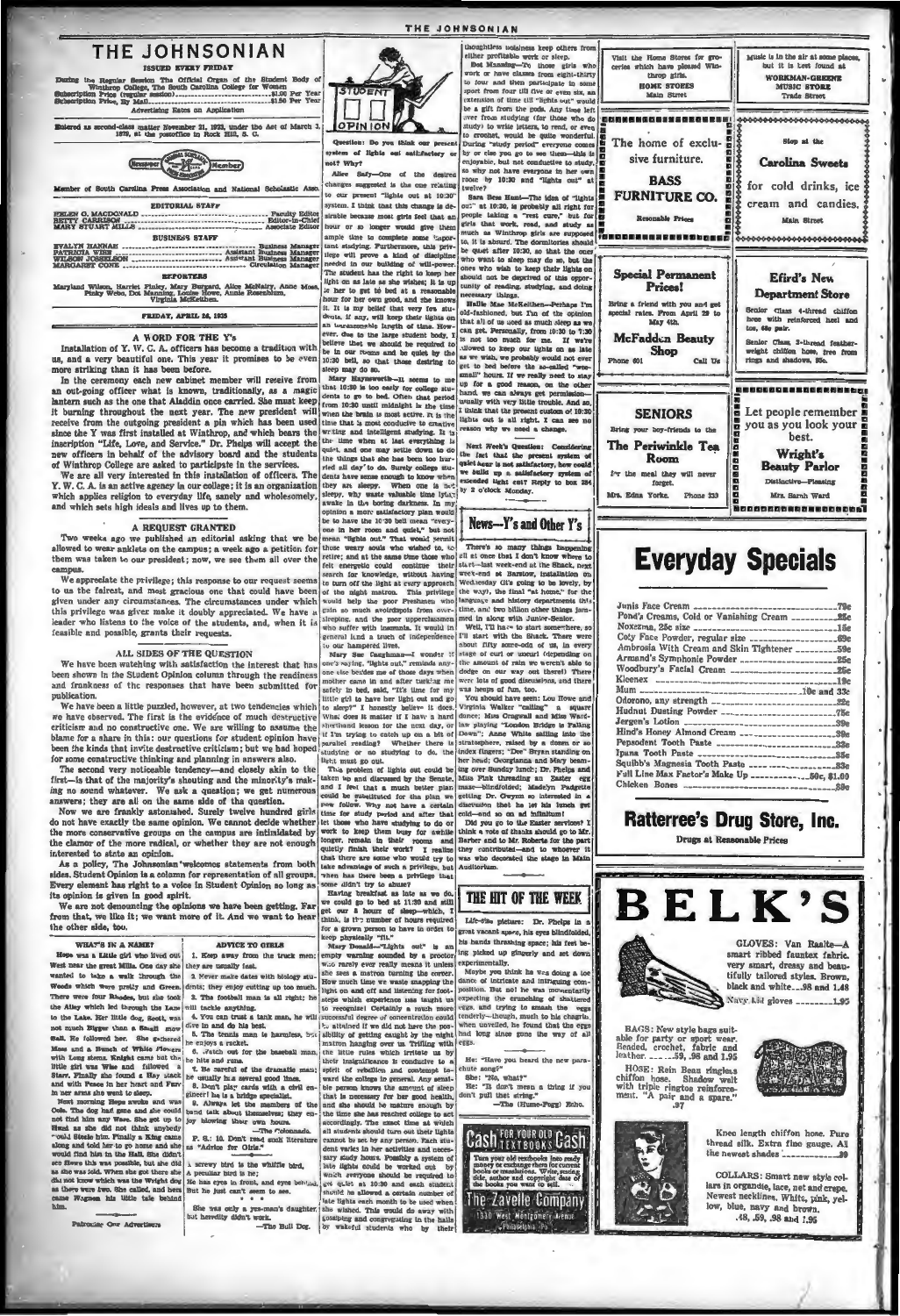# THE JOHNSONIAN

ISSUED EVERY FRIDAY

During the Regular Session The Official Organ of the Student Body of Winthrop College, The South Carolina College for Women

Subscription Price (regular session) .................... $1.00 Per Year
Subscription Price, By Mail .................... $1.50 Per Year

Advertising Rates on Application

Entered as second-class matter November 21, 1923, under the Act of March 3, 1879, at the postoffice in Rock Hill, S. C.

Member of South Carolina Press Association and National Scholastic Assn.

## EDITORIAL STAFF

HELEN G. MACDONALD .................... Faculty Editor
BETTY CARRISON .................... Editor-in-Chief
MARY STUART MILLS .................... Associate Editor

## BUSINESS STAFF

EVALYN HANNAH .................... Business Manager
PATRICIA WISE .................... Assistant Business Manager
WILSON JOSSELSON .................... Assistant Business Manager
MARGARET CONE .................... Circulation Manager

## REPORTERS

Maryland Wilson, Harriet Finley, Mary Burgard, Alice McNairy, Anne Moss, Pinky Webb, Dot Manning, Louise Howe, Annie Rosenblum, Virginia McKeithen.

FRIDAY, APRIL 26, 1935

## A WORD FOR THE Y's

Installation of Y. W. C. A. officers has become a tradition with us, and a very beautiful one. This year it promises to be even more striking than it has been before.

In the ceremony each new cabinet member will receive from an out-going officer what is known, traditionally, as a magic lantern such as the one that Aladdin once carried. She must keep it burning throughout the next year. The new president will receive from the outgoing president a pin which has been used since the Y was first installed at Winthrop, and which bears the inscription "Life, Love, and Service." Dr. Phelps will accept the new officers in behalf of the advisory board and the students of Winthrop College are asked to participate in the services.

We are all very interested in this installation of officers. The Y. W. C. A. is an active agency in our college; it is an organization which applies religion to everyday life, sanely and wholesomely, and which sets high ideals and lives up to them.

## A REQUEST GRANTED

Two weeks ago we published an editorial asking that we be allowed to wear anklets on the campus; a week ago a petition for them was taken to our president; now, we see them all over the campus.

We appreciate the privilege; this response to our request seems to us the fairest, and most gracious one that could have been given under any circumstances. The circumstances under which the privilege was given make it doubly appreciated. We have a leader who listens to the voice of the students, and, when it is feasible and possible, grants their requests.

## ALL SIDES OF THE QUESTION

We have been watching with satisfaction the interest that has been shown in the Student Opinion column through the readiness and frankness of the responses that have been submitted for publication.

We have been a little puzzled, however, at two tendencies which we have observed. The first is the evidence of much destructive criticism and no constructive one. We are willing to assume the blame for a share in this: our questions for student opinion have been the kinds that invite destructive criticism; but we had hoped for some constructive thinking and planning in answers also.

The second very noticeable tendency—and closely akin to the first—is that of the majority's shouting and the minority's making no sound whatever. We ask a question; we get numerous answers; they are all on the same side of the question.

Now we are frankly astonished. Surely twelve hundred girls do not have exactly the same opinion. We cannot decide whether the more conservative groups on the campus are intimidated by the clamor of the more radical, or whether they are not enough interested to state an opinion.

As a policy, The Johnsonian welcomes statements from both sides. Student Opinion is a column for representation of all groups. Every element has right to a voice in Student Opinion so long as its opinion is given in good spirit.

We are not denouncing the opinions we have been getting. Far from that, we like it; we want more of it. And we want to hear the other side, too.

### WHAT'S IN A NAME?

Hope was a Little girl who lived out West near the great Mills. One day she wanted to take a walk through the Woods which were pretty and Green. There were four Rhodes, but she took the Alley which led through the Lane to the Lake. Her little dog, Scott, was not much Bigger than a Small mov Ball. He followed her. She gathered Moss and a Bunch of White Flowers with Long stems. Knight came but the little girl was Wise and followed a Starr. Finally she found a Hay stack and with Peace in her heart and Furr in her arms she went to sleep.

Next morning Hope awoke and was Cole. The dog had gone and she could not find him any Ware. She got up to Head as she did not think anybody could Steele him. Finally a King came along and told her to go home and she would find him in the Hall. She didn't see Reeve this was possible, but she did as she was told. When she got there she did not know which was the Wright dog as there were two. She called, and here came Wagnon his little tale behind him.

Patronize Our Advertisers

### ADVICE TO GIRLS

1. Keep away from the truck men; they are usually fast.
2. Never make dates with biology students; they enjoy cutting up too much.
3. The football man is all right; he will tackle anything.
4. You can trust a tank man, he will dive in and do his best.
5. The tennis man is harmless, but he enjoys a racket.
6. Watch out for the baseball man, he hits and runs.
7. Be careful of the dramatic man; he usually has several good lines.
8. Don't play cards with a civil engineer; he is a bridge specialist.
9. Always let the members of the band talk about themselves; they enjoy blowing their own horns.

—The Colonnade.

P. S.: 10. Don't read such literature as "Advice for Girls."

A screwy bird is the whiffle bird,
A peculiar bird is he;
He has eyes in front, and eyes behind,
But he just can't seem to see.

She was only a yes-man's daughter, but heredity didn't work.

—The Bull Dog.

## STUDENT OPINION

**Question: Do you think our present system of lights out satisfactory or not? Why?**

Alice Saly—One of the desired changes suggested is the one relating to our present "lights out at 10:30" system. I think that this change is desirable because most girls feel that an hour or so longer would give them ample time to complete some important studying. Furthermore, this privilege will prove a kind of discipline needed in our building of will-power. The student has the right to keep her light on as late as she wishes; it is up to her to get to bed at a reasonable hour for her own good, and she knows it. It is my belief that very few students, if any, will keep their lights on an unreasonable length of time. However, due to the large student body, I believe that we should be required to be in our rooms and be quiet by the 10:30 bell, so that those desiring to sleep may do so.

Mary Haymsworth—It seems to me that 10:30 is too early for college students to go to bed. Often that period from 10:30 until midnight is the time when the brain is most active. It is the time that is most conducive to creative writing and intelligent studying. It is the time when at last everything is quiet, and one may settle down to do the things that she has been too harried all day to do. Surely college students have some sense enough to know when they are sleepy. When one is not sleepy, why waste valuable time lying awake in the boring darkness. In my opinion a more satisfactory plan would be to have the 10:30 bell mean "everyone in her room and quiet," but not mean "lights out." That would permit those weary souls who wished to, to retire; and at the same time those who felt energetic could continue their search for knowledge, without having to turn off the light at every approach of the night matron. This privilege would help the poor Freshmen who gain so much avoirdupois from oversleeping, and the poor upperclassmen who suffer with insomnia. It would in general lend a touch of independence to our hampered lives.

Mary Sue Caughman—I wonder if one's saying, "lights out," reminds anyone else besides me of those days when mother came in and after tucking me safely in bed, said, "It's time for my little girl to have her light out and go to sleep?" I honestly believe it does. What does it matter if I have a hard shorthand lesson for the next day, or if I'm trying to catch up on a bit of parallel reading? Whether there is studying or no studying to do, the light must go out.

The problem of lights out could be taken up and discussed by the Senate, and I feel that a much better plan could be substituted for the plan we now follow. Why not have a certain time for study period and after that let those who have studying to do or want to keep them busy for awhile longer, remain in their rooms and quietly finish their work? I realize that there are some who would try to take advantage of such a privilege, but when has there been a privilege that some didn't try to abuse?

Having breakfast as late as we do, we could go to bed at 11:30 and still get our 8 hours of sleep—which, I think, is the number of hours required for a grown person to have in order to keep physically "fit."

Mary Donald—"Lights out" is an empty warning sounded by a proctor who rarely ever really means it unless she sees a matron turning the corner. How much time we waste snapping the light on and off and listening for footsteps which experience has taught us to recognize! Certainly a much more successful degree of concentration could be attained if we did not have the possibility of getting caught by the night matron hanging over us. Trifling with the little rules which irritate us by their insignificance is conducive to a spirit of rebellion and contempt toward the college in general. Any sensible person knows the amount of sleep that is necessary for her good health, and she should be mature enough by the time she has reached college to act accordingly. The exact time at which all students should turn out their lights cannot be set by any person. Any students vary in their activities and necessary study hours. Possibly a system of late lights could be worked out by which everyone should be required to get quiet at 10:30 and each student should be allowed a certain number of late lights each month to be used when she wished. This would do away with gossiping and congregating in the halls by wakeful students who by their thoughtless noisiness keep others from either profitable work or sleep.

Dot Manning—To those girls who work or have classes from eight-thirty to four and then participate in some sport from four till five or even six, an extension of time till "lights out" would be a gift from the gods. Any time left over from studying (for those who do study) to write letters, to read, or even to crochet, would be quite wonderful. During "study period" everyone comes by or else you go to see them—this is enjoyable, but not conducive to study. So why not have everyone in her own room by 10:30 and "lights out" at twelve?

Sara Bess Hunt—The idea of "lights out" at 10:30, is probably all right for people taking a "rest cure," but for girls that work, read, and study as much as Winthrop girls are supposed to, it is absurd. The dormitories should be quiet after 10:30, so that the ones who want to sleep may do so, but the ones who wish to keep their lights on should not be deprived of this opportunity of reading, studying, and doing necessary things.

Hallie Mae McKeithen—Perhaps I'm old-fashioned, but I'm of the opinion that all of us need as much sleep as we can get. Personally, from 10:30 to 7:30 is not too much for me. If we're allowed to keep our lights on as late as we wish, we probably would not ever get to bed before the so-called "wee-small" hours. If we really need to stay up for a good reason, on the other hand, we can always get permission—usually with very little trouble. And so, I think that the present custom of 10:30 lights out is all right. I can see no reason why we need a change.

**Next Week's Question: Considering the fact that the present system of quiet hour is not satisfactory, how could we build up a satisfactory system of extended light cut? Reply to box 284 by 2 o'clock Monday.**

## News—Y's and Other Y's

There's so many things happening all at once that I don't know where to start—last week-end at the Shack, next week-end at Barstow, installation on Wednesday (it's going to be lovely, by the way), the final "at home," for the language and history departments this time, and two billion other things jammed in along with Junior-Senior.

Well, I'll have to start somewhere, so I'll start with the Shack. There were about fifty some-odd of us, in every stage of curl or uncurl (depending on the amount of rain we weren't able to dodge on our way out there). There were lots of good discussions, and there was heaps of fun, too.

You should have seen: Lou Howe and Virginia Walker "calling" a square dance; Miss Cragwall and Miss Wardlaw playing "London Bridge is Falling Down"; Anne White sailing into the stratosphere, raised by a dozen or so index fingers; "Dee" Bryan standing on her head; Georgiana and Mary beaming over Sunday lunch; Dr. Phelps and Miss Fink threading an Easter egg maze—blindfolded; Madelyn Padgette getting Dr. Gwynn so interested in a discussion that he let his lunch get cold—and so on ad infinitum!

Did you go to the Easter services? I think a vote of thanks should go to Mr. Barber and to Mr. Roberts for the part they contributed—and to whoever it was who decorated the stage in Main Auditorium.

## THE HIT OF THE WEEK

Life-like picture: Dr. Phelps in a great vacant space, his eyes blindfolded, his hands thrashing space; his feet being picked up gingerly and set down experimentally.

Maybe you think he was doing a toe dance of intricate and intriguing composition. But no! he was momentarily expecting the crunching of shattered eggs, and trying to smash the eggs tenderly—though, much to his chagrin, when unveiled, he found that the eggs had long since gone the way of all eggs.

He: "Have you heard the new parachute song?"
She: "No, what?"
He: "It don't mean a thing if you don't pull that string."

—The (Hume-Fogg) Echo.

Visit the Home Stores for groceries which have pleased Winthrop girls.
**HOME STORES**
Main Street

Music is in the air at some places, but it is best found at
**WORKMAN-GREENE MUSIC STORE**
Trade Street

The home of exclusive furniture.
**BASS FURNITURE CO.**
Reasonable Prices

Stop at the
**Carolina Sweets**
for cold drinks, ice cream and candies.
Main Street

**Special Permanent Prices!**
Bring a friend with you and get special rates. From April 29 to May 4th.
**McFadden Beauty Shop**
Phone 601 — Call Us

**Efird's New Department Store**
Senior Class 4-thread chiffon hose with reinforced heel and toe, 48c pair.
Senior Class, 3-thread featherweight chiffon hose, free from rings and shadows, 85c.

**SENIORS**
Bring your boy-friends to the
**The Periwinkle Tea Room**
For the meal they will never forget.
Mrs. Edna Yorke. Phone 333

Let people remember you as you look your best.
**Wright's Beauty Parlor**
Distinctive—Pleasing
Mrs. Sarah Ward

**Cash FOR YOUR OLD TEXTBOOKS Cash**
Turn your old textbooks into ready money or exchange them for current books or reading texts. Write, stating title, author and copyright date of the books you want to sell.
**The Zavelle Company**
1330 West Montgomery Avenue, Philadelphia, Pa.

# Everyday Specials

| | |
|---|---|
| Junis Face Cream | 79c |
| Pond's Creams, Cold or Vanishing Cream | 35c |
| Noxzema, 25c size | 15c |
| Coty Face Powder, regular size | 69c |
| Ambrosia With Cream and Skin Tightener | 59c |
| Armand's Symphonie Powder | 25c |
| Woodbury's Facial Cream | 25c |
| Kleenex | 19c |
| Mum | 10c and 33c |
| Odorono, any strength | 32c |
| Hudnut Dusting Powder | 75c |
| Jergen's Lotion | 39c |
| Hind's Honey Almond Cream | 39c |
| Pepsodent Tooth Paste | 33c |
| Ipana Tooth Paste | 35c |
| Squibb's Magnesia Tooth Paste | 33c |
| Full Line Max Factor's Make Up | 50c, $1.00 |
| Chicken Bones | 39c |

**Ratterree's Drug Store, Inc.**
Drugs at Reasonable Prices

# BELK'S

GLOVES: Van Raalte—A smart ribbed fauntex fabric, very smart, dressy and beautifully tailored styles. Brown, black and white....98 and 1.48
Navy kid gloves ....................1.95

BAGS: New style bags suitable for party or sport wear. Beaded, crochet, fabric and leather.........59, .98 and 1.95

HOSE: Rein Beau ringless chiffon hose. Shadow welt with triple ringtoe reinforcement. "A pair and a spare." .97

Knee length chiffon hose. Pure thread silk. Extra fine gauge. All the newest shades ..............89

COLLARS: Smart new style collars in organdie, lace, net and crepe. Newest necklines. White, pink, yellow, blue, navy and brown.
.48, .59, .98 and 1.95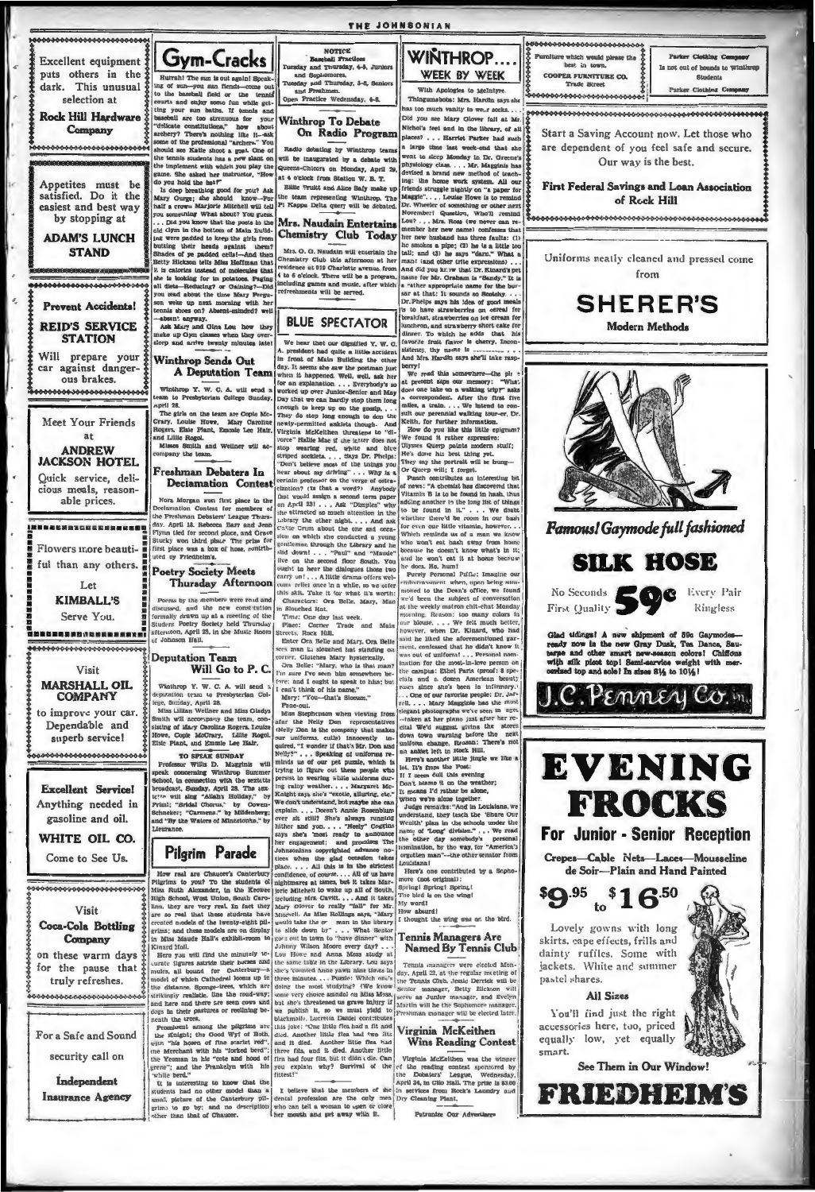Excellent equipment puts others in the dark. This unusual selection at

**Rock Hill Hardware Company**

---

Appetites must be satisfied. Do it the easiest and best way by stopping at

**ADAM'S LUNCH STAND**

---

**Prevent Accidents!**

**REID'S SERVICE STATION**

Will prepare your car against dangerous brakes.

---

Meet Your Friends at

**ANDREW JACKSON HOTEL**

Quick service, delicious meals, reasonable prices.

---

Flowers more beautiful than any others. Let

**KIMBALL'S**

Serve You.

---

Visit

**MARSHALL OIL COMPANY**

to improve your car. Dependable and superb service!

---

**Excellent Service!**

Anything needed in gasoline and oil.

**WHITE OIL CO.**

Come to See Us.

---

Visit

**Coca-Cola Bottling Company**

on these warm days for the pause that truly refreshes.

---

For a Safe and Sound security call on

**Independent Insurance Agency**

---

# Gym-Cracks

Hurrah! The sun is out again! Speaking of sun—you sun fiends—come out to the baseball field or the tennis courts and enjoy some fun while getting your sun baths. If tennis and baseball are too strenuous for your "delicate constitutions," how about archery? There's nothing like it—ask some of the professional "archers." You should see Katie shoot a goat. One of the tennis students has a new slant on the implement with which you play the game. She asked her instructor, "How do you hold the bat?"

Is deep breathing good for you? Ask Mary Gorge; she should know—For half a crown Marjorie Mitchell will tell you something. What about? You guess. . . . Did you know that the posts in the old Gym in the bottom of Main Building were padded to keep the girls from butting their heads against them? Shades of ye padded cells!—And then Betty Hickson tells Miss Hoffman that 2 is calories instead of molecules that she is looking for in potatoes. Paging all diets—Reducing? or Gaining?—Did you read about the time Mary Ferguson woke up next morning with her tennis shoes on? Absent-minded? well —absent anyway.

Ask Mary and Gina Lou how they make up Gym classes when they oversleep and arrive twenty minutes late!

## Winthrop Sends Out A Deputation Team

Winthrop Y. W. C. A. will send a team to Presbyterian College Sunday, April 28.

The girls on the team are Copie McCrary, Louise Howe, Mary Caroline Rogers, Elsie Plant, Emmie Lee Hair, and Lillie Rogol.

Misses Smith and Wellner will accompany the team.

## Freshman Debaters In Declamation Contest

Nora Morgan won first place in the Declamation Contest for members of the Freshman Debaters' League Thursday, April 18. Rebecca Barr and Jean Flynn tied for second place, and Grace Stucky won third place. The prize for first place was a box of hose, contributed by Friedheim's.

## Poetry Society Meets Thursday Afternoon

Poems by the members were read and discussed, and the new constitution formally drawn up at a meeting of the Student Poetry Society held Thursday afternoon, April 25, in the Music Room of Johnson Hall.

## Deputation Team Will Go to P. C.

Winthrop Y. W. C. A. will send a deputation team to Presbyterian College, Sunday, April 28.

Miss Lillian Wellner and Miss Gladys Smith will accompany the team, consisting of Mary Caroline Rogers, Louise Howe, Copie McCrary, Lillie Rogol, Elsie Plant, and Emmie Lee Hair.

### TO SPEAK SUNDAY

Professor Willis D. Magginis will speak concerning Winthrop Summer School, in connection with the sextette broadcast, Sunday, April 28. The sextette will sing "Allah's Holiday," by Friml; "Bridal Chorus," by Cowen-Schneider; "Carmena," by Millenberg; and "By the Waters of Minnetonka," by Lieurance.

# Pilgrim Parade

How real are Chaucer's Canterbury Pilgrims to you? To the students of Miss Ruth Alexander, in the Wesver High School, west Union, South Carolina, they are very real. In fact they are so real that these students have created models of the twenty-eight pilgrims; and these models are on display in Miss Maude Hall's exhibit-room in Kinard Hall.

Here you will find the minutely accurate figures astride their horses and mules, all bound for Canterbury—a model of which Cathedral looms up in the distance. Sponge-trees, which are strikingly realistic, line the road-way; and here and there are seen cows and dogs in their pastures or reclining beneath the trees.

Prominent among the pilgrims are the Knight; the Good Wyf of Bath, with "his hosen of fine scarlet red"; the Merchant with his "forked berd"; the Yeoman in his "cote and hood of grene"; and the Franklyn with his "white berd."

It is interesting to know that the students had no other model than a small picture of the Canterbury pilgrims to go by; and no description other than that of Chaucer.

---

## NOTICE

**Baseball Practices**

Tuesday and Thursday, 4-5, Juniors and Sophomores.

Tuesday and Thursday, 5-6, Seniors and Freshmen.

Open Practice Wednesday, 4-6.

## Winthrop To Debate On Radio Program

Radio debating by Winthrop teams will be inaugurated by a debate with Queens-Chicora on Monday, April 29, at 4 o'clock from Station W. B. T.

Billie Trexel and Alice Bally make up the team representing Winthrop. The Pi Kappa Delta query will be debated.

## Mrs. Naudain Entertains Chemistry Club Today

Mrs. O. G. Naudain will entertain the Chemistry Club this afternoon at her residence at 915 Charlotte avenue, from 4 to 6 o'clock. There will be a program, including games and music, after which refreshments will be served.

# BLUE SPECTATOR

We hear that our dignified Y. W. C. A. president had quite a little accident in front of Main Building the other day. It seems she saw the postman just when it happened. Well, well, ask her for an explanation . . . Everybody's so worked up over Junior-Senior and May Day that we can hardly stop them long enough to keep up on the gossip. . . . They do stop long enough to don the newly-permitted anklets though. And Virginia McKeithen threatens to "divorce" Hallie Mae if the latter does not stop wearing red, white and blue striped socklets. . . . Says Dr. Phelps: "Don't believe most of the things you hear about my driving" . . . Why is a certain professor on the verge of ostracization? (Is that a word?) Anybody that would assign a second term paper on April 23! . . . Ask "Dimples" why she attracted so much attention in the library the other night. . . . And ask Callie Crum about the one and occasion on which she conducted a young gentleman through the Library and he slid down! . . . "Paul" and "Maude" live on the second floor South. You ought to hear the dialogues those two carry on! . . . A little drama offers welcome relief once in a while, so we offer this skit. Take it for what it's worth:

Characters: Ora Belle, Mary, Man in Slouched Hat.

Time: One day last week.

Place: Corner Trade and Main Streets, Rock Hill.

Enter Ora Belle and Mary. Ora Belle sees man in slouched hat standing on corner. Clutches Mary hysterically.

Ora Belle: "Mary, who is that man? I'm sure I've seen him somewhere before; and I ought to speak to him; but I can't think of his name."

Mary: "You—that's Slocum."

Fade-out.

Miss Stephenson when viewing from afar the Nelly Don representatives (Nelly Don is the company that makes our uniforms, cutie) innocently inquired, "I wonder if that's Mr. Don and Nelly?" . . . Speaking of uniforms reminds us of our pet puzzle, which is trying to figure out these people who persist in wearing white uniforms during rainy weather. . . . Margaret McKnight says she's "exotic, alluring, etc." We don't understand, but maybe she can explain. . . . Doesn't Annie Rosenblum ever sit still? She's always running hither and yon. . . . "Neely" Coggins says she's most ready to announce her engagement; and proclaims The Johnsonians copyrighted advance notices when the glad occasion takes place. . . . All this is in the strictest confidence, of course. . . . All of us have nightmares at times, but it takes Marjorie Mitchell to wake up all of South, including Mrs. Cavitt. . . . And it takes Mary Glover to really "fall" for Mr. Mitchell. As Miss Rollings says, "Mary would take the only man in the library to slide down by" . . . What Senior goes out in town to "have dinner" with Johnny Wilson Moore every day? . . . Lou Howe and Anna Moss study at the same table in the Library. Lou says she's coached Annie yawn nine times in three minutes. . . . Puzzle: Which one's doing the most studying? (We know some very choice scandal on Miss Moss, but she's threatened us grave injury if we publish it, so we must yield to blackmail). Lucretia Daniel contributes this joke: "One little flea had a fit and died. Another little flea had two fits and it died. Another little flea had three fits, and it died. Another little flea had four fits, but it didn't die. Can you explain why? Survival of the fittest!"

I believe that the members of the dental profession are the only men who can tell a woman to open or close her mouth and get away with it.

---

# WINTHROP.... WEEK BY WEEK

With Apologies to McIntyre

Thingumabobs: Mrs. Hardin says she has too much vanity to wear socks. . . . Did you see Mary Glover fall at Mr. Nichol's feet and in the library, of all places? . . . Harriet Parker had such a large time last week-end that she went to sleep Monday in Dr. Greene's physiology class. . . . Mr. Magginis has devised a brand new method of teaching: the home work system. All our friends struggle nightly on "a paper for Maggie". . . . Louise Howe is to remind Dr. Wheeler of something or other next November! Question, Who'll remind Lou? . . . Mrs. Ross (we never can remember her new name) confesses that her new husband has three faults: (1) he smokes a pipe; (2) he is a little too tall; and (3) he says "darn." What a man! (and other trite expressions) . . . And did you know that Dr. Kinard's pet name for Mr. Graham is "Sandy." It is a "ather appropriate name for the bursar at that: It sounds so Scotchy. . . . Dr. Phelps says his idea of good meals is to have strawberries on cereal for breakfast, strawberries on ice cream for luncheon, and strawberry short cake for dinner. To which he adds that his favorite fruit flavor is cherry. Inconsistency, thy name is ———— . . . And Mrs. Hardin says she'll take raspberry!

We read this somewhere—the pin at present slips our memory: "What does one take on a walking trip?" asks a correspondent. After the first five miles, a train. . . . We intend to consult our perennial walking tour-er, Dr. Keith, for further information.

How do you like this little epigram? We found it rather expressive:

Ulysses Quasp paints modern stuff;
He's done his best thing yet.
They say the portrait will be hung—
Or Queep will; I forget.

Punch contributes an interesting bit of news: "A chemist has discovered that Vitamin B is to be found in hash, thus adding another to the long list of things to be found in it." . . . We doubt whether there'd be room in our hash for even our little vitamin, however. . . . Which reminds us of a man we know who won't eat hash away from home, because he doesn't know what's in it; and he won't eat it at home because he does. Ha, hum!

Purely Personal Piffle: Imagine our embarrassment when, upon being summoned to the Dean's office, we found we'd been the subject of conversation at the weekly matron chit-chat Monday morning. Reason: too many colors in our blouse. . . . We felt much better, however, when Dr. Kinard, who had said he liked the aforementioned garment, confessed that he didn't know it was out of uniform! . . . Personal nomination for the most-in-love person on the campus: Ethel Faris (proof: 8 specials and a dozen American beauty roses since she's been in infirmary). . . . One of our favorite people: Dr. Jarrell. . . . Mary Magginis has the most elegant photographs we've seen in ages, —taken at her piano just after her recital. We'd suggest giving the stores down town warning before the next uniform change. Reason: There's not an anklet left in stock Hill.

Here's another little jingle we like a lot. It's from the Post:

If I seem dull this evening
Don't blame it on the weather;
It means I'd rather be alone,
When we're alone together.

Judge remarks: "And in Louisiana, we understand, they teach the 'Share Our Wealth' plan in the schools under the name of 'Long' division." . . . We read the other day somebody's personal nomination, by the way, for "America's orgotten man"—the other senator from Louisiana!

Here's one contributed by a Sophomore (not original):

Spring! Spring! Spring!
The bird is on the wing!
My word!
How absurd!
I thought the wing was on the bird.

## Tennis Managers Are Named By Tennis Club

Tennis managers were elected Monday, April 22, at the regular meeting of the Tennis Club. Jessie Derrick will be senior manager, Betty Hickson will serve as Junior manager, and Evelyn Martin will be the Sophomore manager. Freshman manager will be elected later.

## Virginia McKeithen Wins Reading Contest

Virginia McKeithen was the winner of the reading contest sponsored by the Debaters' League, Wednesday, April 24, in Clio Hall. The prize is $3.00 in services from Rock's Laundry and Dry Cleaning Plant.

Patronize Our Advertisers

---

Furniture which would please the best in town.

**COOPER FURNITURE CO.**

Trade Street

---

**Parker Clothing Company**

Is not out of bounds to Winthrop Students

**Parker Clothing Company**

---

Start a Saving Account now. Let those who are dependent of you feel safe and secure. Our way is the best.

**First Federal Savings and Loan Association of Rock Hill**

---

Uniforms neatly cleaned and pressed come from

# SHERER'S

**Modern Methods**

---

***Famous! Gaymode full fashioned***

# SILK HOSE

No Seconds First Quality **59c** Every Pair Ringless

Glad tidings! A new shipment of 59c Gaymodes—ready now in the new Gray Dusk, Tea Dance, Saunter and other smart new-season colors! Chiffons with silk picot top! Semi-service weight with mercerized top and sole! In sizes 8½ to 10½!

**J. C. Penney Co. Inc.**

---

# EVENING FROCKS

**For Junior - Senior Reception**

Crepes—Cable Nets—Laces—Mousseline de Soir—Plain and Hand Painted

**$9.95 to $16.50**

Lovely gowns with long skirts, cape effects, frills and dainty ruffles. Some with jackets. White and summer pastel shades.

**All Sizes**

You'll find just the right accessories here, too, priced equally low, yet equally smart.

**See Them in Our Window!**

# FRIEDHEIM'S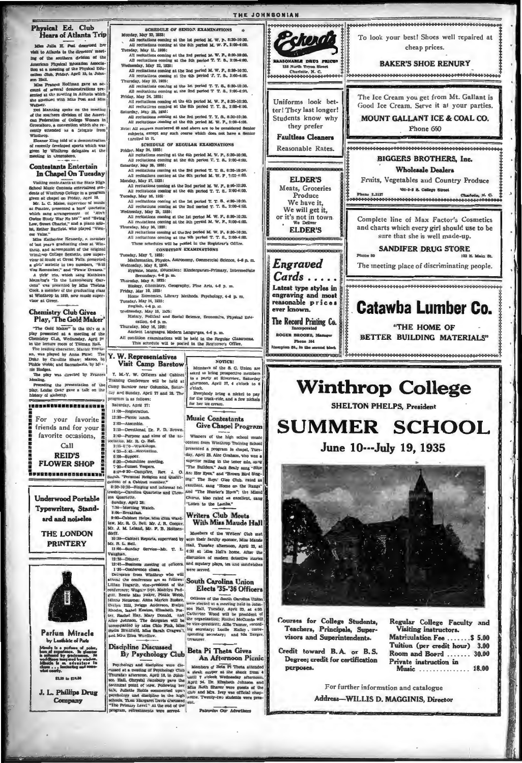## Physical Ed. Club Hears of Atlanta Trip

Miss Julia H. Post described her visit to Atlanta to the directors' meeting of the southern division of the American Physical Education Association at a meeting of the Physical Education Club, Friday, April 19, in Johnson Hall.

Miss Frances Hoffman gave an account of several demonstrations presented at the meeting in Atlanta which she attended with Miss Post and Miss Welbor.

Dot Manning spoke on the meeting of the southern division of the American Federation of College Women in Greensboro, a convention which she recently attended as a delegate from Winthrop.

Eleanor King told of a demonstration of recently developed sports which was given by Winthrop delegates at the meeting in Greensboro.

## Contestants Entertain In Chapel On Tuesday

Visiting contestants at the State High School Music Contests entertained students of Winthrop College in a program given at chapel on Friday, April 19.

Mr. L. C. Maise, supervisor of music at Sumter, presented a boys' quartette which sang arrangements of "Ain't Gwine Study War No Mo'" and "Swing Low, Sweet Chariot," and a piano soloist, Esther Bartlett, who played "Vienna Valse."

Miss Katherine Kennedy, a member of last year's graduating class at Winthrop, and accompanist of the original Winthrop College Sextette, now supervisor of music at Great Falls, presented a girls' sextette in two numbers, "Will You Remember," and "Pirate Dreams."

A girls' trio, which sang Kathleen Manning's "In the Luxembourg Gardens" was presented by Miss Thelma Cook, a member of the graduating class at Winthrop in 1930, now music supervisor at Greer.

## Chemistry Club Gives Play, 'The Gold Maker'

"The Gold Maker" is the title of a play presented at a meeting of the Chemistry Club, Wednesday, April 24 in the lecture room of Tillman Hall.

The leading character, Master Trevisan, was played by Anna Pitts; The Duke by Caroline Shaw; Marco, by Pinkie Webb; and Sacrasbasta, by Minnie Hodges.

The play was directed by Frances Mealing.

Preceding the presentation of the play, Louise Orr gave a talk on the history of alchemy.

For your favorite friends and for your favorite occasions, Call **REID'S FLOWER SHOP**

**Underwood Portable Typewriters, Standard and noiseless**

**THE LONDON PRINTERY**

**Parfum Miracle** by Lenthéric of Paris

Miracle is a perfume of poise, born of experience. Its glamour is softened by graciousness, its worldliness tempered by wisdom. Miracle is an adventure in charm . . . fascinating and somewhat courtly.

$1.25 to $15.00

**J. L. Phillips Drug Company**

### SCHEDULE OF SENIOR EXAMINATIONS

Monday, May 20, 1935:
All recitations coming at the 1st period M. W. F., 8:30-10:30.
All recitations coming at the 5th period M. W. F., 2:00-4:00.

Tuesday, May 21, 1935:
All recitations coming at the 3rd period M. W. F., 8:30-10:30.
All recitations coming at the 5th period T. T. S., 2:00-4:00.

Wednesday, May 22, 1935:
All recitations coming at the 2nd period M. W. F., 8:30-10:30.
All recitations coming at the 4th period T. T. S., 2:00-4:00.

Thursday, May 23, 1935:
All recitations coming at the 1st period T. T. S., 8:30-10:30.
All recitations coming at the 2nd period T. T. S., 2:00-4:00.

Friday, May 24, 1935:
All recitations coming at the 4th period M. W. F., 8:30-10:30.
All recitations coming at the 6th period T. T. S., 2:00-4:00.

Saturday, May 25, 1935:
All recitations coming at the 3rd period T. T. S., 8:30-10:30.
All recitations coming at the 6th period M. W. F., 2:00-4:00.

Note: All courses numbered 40 and above are to be considered Senior subjects, except any such course which does not have a Senior enrolled in it.

### SCHEDULE OF REGULAR EXAMINATIONS

Friday, May 24, 1935:
All recitations coming at the 4th period M. W. F., 8:30-10:30.
All recitations coming at the 6th period T. T. S., 2:00-4:00.

Saturday, May 25, 1935:
All recitations coming at the 3rd period T. T. S., 8:30-10:30.
All recitations coming at the 6th period M. W. F., 2:00-4:00.

Monday, May 27, 1935:
All recitations coming at the 2nd period M. W. F., 8:30-10:30.
All recitations coming at the 4th period T. T. S., 2:00-4:00.

Tuesday, May 28, 1935:
All recitations coming at the 1st period T. T. S., 8:30-10:30.
All recitations coming at the 2nd period T. T. S., 2:00-4:00.

Wednesday, May 29, 1935:
All recitations coming at the 1st period M. W. F., 8:30-10:30.
All recitations coming at the 5th period M. W. F., 2:00-4:00.

Thursday, May 30, 1935:
All recitations coming at the 3rd period M. W. F., 8:30-10:30.
All recitations coming at the 5th period T. T. S., 2:00-4:00.

These schedules will be posted in the Registrar's Office.

### CONDITION EXAMINATIONS

Tuesday, May 7, 1935:
Mathematics, Physics, Astronomy, Commercial Science, 4-6 p. m.

Wednesday, May 8, 1935:
Hygiene, Music, Education: Kindergarten-Primary, Intermediate Secondary, 4-6 p. m.

Thursday, May 9, 1935:
Biology, Chemistry, Geography, Fine Arts, 4-6 p. m.

Friday, May 10, 1935:
Home Economics, Library Methods, Psychology, 4-6 p. m.

Tuesday, May 14, 1935:
English, 4-6 p. m.

Wednesday, May 15, 1935:
History, Political and Social Science, Economics, Physical Education, 4-6 p. m.

Thursday, May 16, 1935:
Ancient Languages, Modern Languages, 4-6 p. m.

All condition examinations will be held in the Regular Classrooms. This schedule will be posted in the Registrar's Office.

## Y. W. Representatives Visit Camp Barstow

Y. M.-Y. W. Officers and Cabinet Training Conference will be held at Camp Barstow near Columbia, Saturday and Sunday, April 27 and 28. The program is as follows:

Saturday, April 27:
11:00—Registration.
12:30—Picnic lunch.
2:00—Assemble.
2:15—Devotional, Dr. P. D. Brown.
2:45—Purpose and aims of the associations, Mr. R. G. Bell.
3:15-4:30—Workshops.
4:30-5:45—Recreation.
6:00—Supper.
6:30—Committee meeting.
7:30—Sunset Vespers.
8:00-8:30—Campfire, Rev. J. O. Smith. "Personal Religion and Qualifications of a Cabinet member."
8:30-10:30—Singing and informal fellowship—Carolina Quartette and Clemson Quartette.

Sunday, April 28:
7:30—Morning Watch.
8:00—Breakfast.
9:00—Cabinet Helps, Miss Eliza Wardlaw, Mr. R. G. Bell, Mr. J. R. Cooper, Mr. J. M. Leland, Mr. F. B. Holtzendorff.
10:30—Cabinet Reports, supervised by Mr. R. L. Bell.
11:00—Sunday Service—Mr. T. L. Vaughan.
12:30—Dinner.
12:45—Business meeting of officers.
1:30—Conference closes.

Delegates from Winthrop who will attend the conference are as follows: Lillian Hogarth, vice-president of the conference; Wagner Dye, Madelyn Padgett, Bessie Mae Baker, Pinkie Webb, Minna Neuman, Anna Marion Busbee, Evelyn Hill, Briggs Anderson, Evelyn Rhodes, Isabel Keeton, Elizabeth Foster, Rachel Hay, Mary Donald, and Alice Johnson. The delegates will be accompanied by Miss Clio Pink, Miss Stella Bradfield, Miss Sarah Cragwall, and Miss Eliza Wardlaw.

## Discipline Discussed By Psychology Club

Psychology and discipline were discussed at a meeting of Psychology Club Thursday afternoon, April 18, in Johnson Hall. Chrystal Sansbury gave the technical point of view. Following her talk, Juliette Hollis commented upon psychology and discipline in the high schools. Then Margaret Davis discussed "The Primary Level." At the end of the program, refreshments were served.

### NOTICE!

Members of the S. C. Union are asked to bring prospective members to a party at Riverview, Saturday afternoon, April 27, 4 o'clock to 6 o'clock.

Everybody bring a nickel to pay for the truck-ride, and a few nickels for her ice cream.

## Music Contestants Give Chapel Program

Winners of the high school music contest from Winthrop Training School presented a program in chapel, Tuesday, April 23. Alex Graham, who won a superior rating in the tenor solo, sang "The Builders." Jack Sealy sang "Blue Are Her Eyes" and "Brown Bird Singing." The Boys' Glee Club, rated as excellent, sang "Home on the Range" and "The Hunter's Horn"; the Mixed Chorus, also rated as excellent, sang "Listen to the Lambs."

## Writers Club Meets With Miss Maude Hall

Members of the Writers' Club met with their faculty sponsor, Miss Maude Hall, Tuesday afternoon, April 23, at 4:30 at Miss Hall's home. After the discussion of modern detective stories and mystery plays, tea and sandwiches were served.

## South Carolina Union Elects '35-'36 Officers

Officers of the South Carolina Union were elected at a meeting held in Johnson Hall, Tuesday, April 23, at 4:30. Catherine Wood will be president of the organization; Rachel McCombs will be vice-president; Alma Tanner, recording secretary; Lucile Kelley, corresponding secretary; and Ida Berger, treasurer.

## Beta Pi Theta Gives An Afternoon Picnic

Members of Beta Pi Theta attended a steak supper at the shack from 4 until 7 o'clock Wednesday afternoon, April 24. Dr. Elizabeth Johnson and Miss Ruth Shaver were guests of the club and Mrs. Ivey was official chaperone. Twenty-two students were present.

Patronize Our Advertisers

**Eckerd's**
REASONABLE DRUG PRICES
128 North Tryon Street
Charlotte, N. C.

Uniforms look better! They last longer! Students know why they prefer
**Faultless Cleaners**
Reasonable Rates.

**ELDER'S**
Meats, Groceries
Produce
We have it,
We will get it,
or it's not in town.
We Deliver
**ELDER'S**

***Engraved Cards . . . . .***
Latest type styles in engraving and most reasonable prices ever known.
**The Record Printing Co.**
Incorporated
ROGER BROOKS, Manager
Phone 164
Hampton St., in the second block

To look your best! Shoes well repaired at cheap prices.
**BAKER'S SHOE RENURY**

The Ice Cream you get from Mt. Gallant is Good Ice Cream. Serve it at your parties.
**MOUNT GALLANT ICE & COAL CO.**
Phone 650

**BIGGERS BROTHERS, Inc.**
**Wholesale Dealers**
Fruits, Vegetables and Country Produce
Phone 2-3127 | 401-3-5 S. College Street | Charlotte, N. C.

Complete line of Max Factor's Cosmetics and charts which every girl should use to be sure that she is well made-up.
**SANDIFER DRUG STORE**
Phone 80 | 132 E. Main St.
The meeting place of discriminating people.

# Catawba Lumber Co.
"THE HOME OF BETTER BUILDING MATERIALS"

# Winthrop College
**SHELTON PHELPS, President**

# SUMMER SCHOOL
## June 10---July 19, 1935

Courses for College Students, Teachers, Principals, Supervisors and Superintendents.

Credit toward B.A. or B.S. Degree; credit for certification purposes.

Regular College Faculty and Visiting Instructors.

| | |
|---|---|
| Matriculation Fee | $ 5.00 |
| Tuition (per credit hour) | 3.00 |
| Room and Board | 30.00 |
| Private instruction in Music | 18.00 |

For further information and catalogue
Address—WILLIS D. MAGGINIS, Director